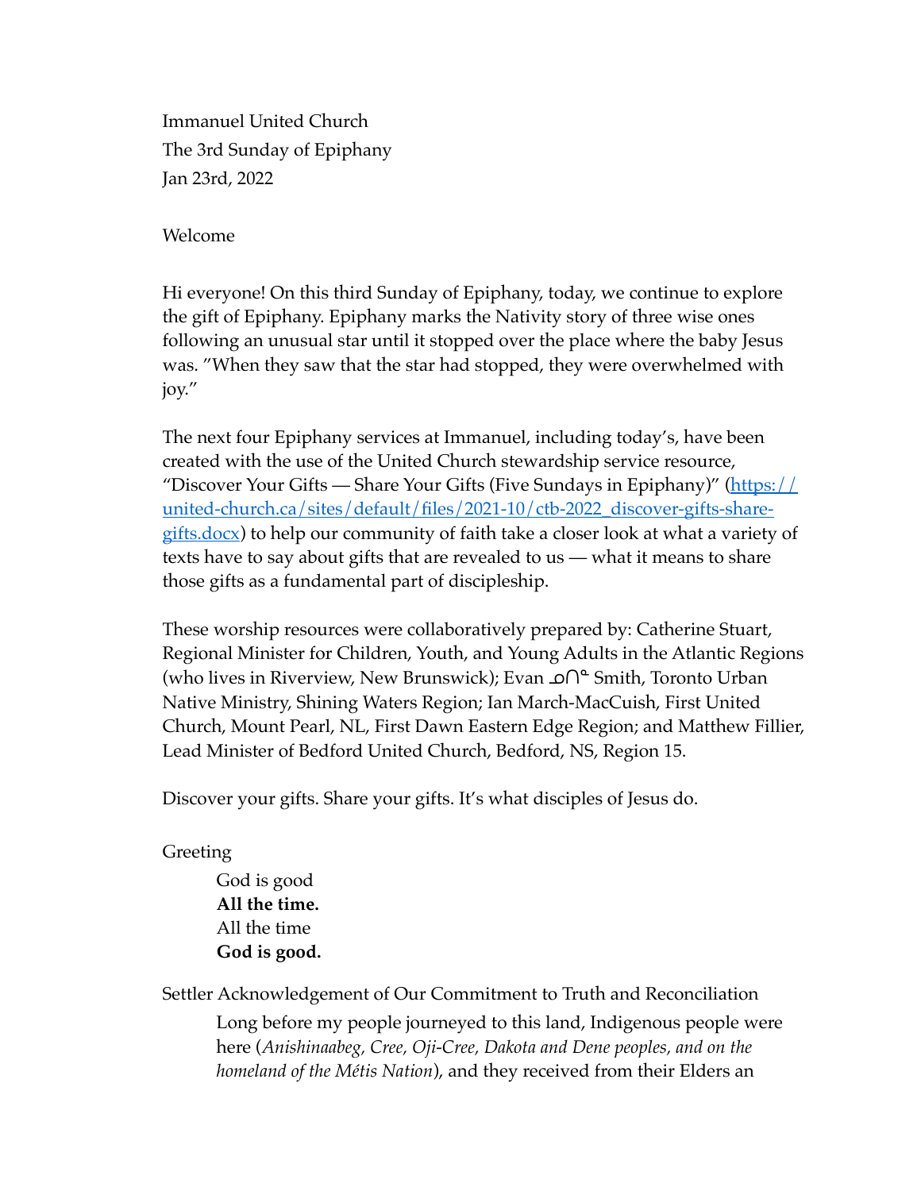Immanuel United Church
The 3rd Sunday of Epiphany
Jan 23rd, 2022

## Welcome

Hi everyone! On this third Sunday of Epiphany, today, we continue to explore the gift of Epiphany. Epiphany marks the Nativity story of three wise ones following an unusual star until it stopped over the place where the baby Jesus was. "When they saw that the star had stopped, they were overwhelmed with joy."

The next four Epiphany services at Immanuel, including today's, have been created with the use of the United Church stewardship service resource, "Discover Your Gifts — Share Your Gifts (Five Sundays in Epiphany)" ([https://united-church.ca/sites/default/files/2021-10/ctb-2022_discover-gifts-share-gifts.docx](https://united-church.ca/sites/default/files/2021-10/ctb-2022_discover-gifts-share-gifts.docx)) to help our community of faith take a closer look at what a variety of texts have to say about gifts that are revealed to us — what it means to share those gifts as a fundamental part of discipleship.

These worship resources were collaboratively prepared by: Catherine Stuart, Regional Minister for Children, Youth, and Young Adults in the Atlantic Regions (who lives in Riverview, New Brunswick); Evan ᓄᑎᓐ Smith, Toronto Urban Native Ministry, Shining Waters Region; Ian March-MacCuish, First United Church, Mount Pearl, NL, First Dawn Eastern Edge Region; and Matthew Fillier, Lead Minister of Bedford United Church, Bedford, NS, Region 15.

Discover your gifts. Share your gifts. It's what disciples of Jesus do.

## Greeting

> God is good
> **All the time.**
> All the time
> **God is good.**

## Settler Acknowledgement of Our Commitment to Truth and Reconciliation

> Long before my people journeyed to this land, Indigenous people were here (*Anishinaabeg, Cree, Oji-Cree, Dakota and Dene peoples, and on the homeland of the Métis Nation*), and they received from their Elders an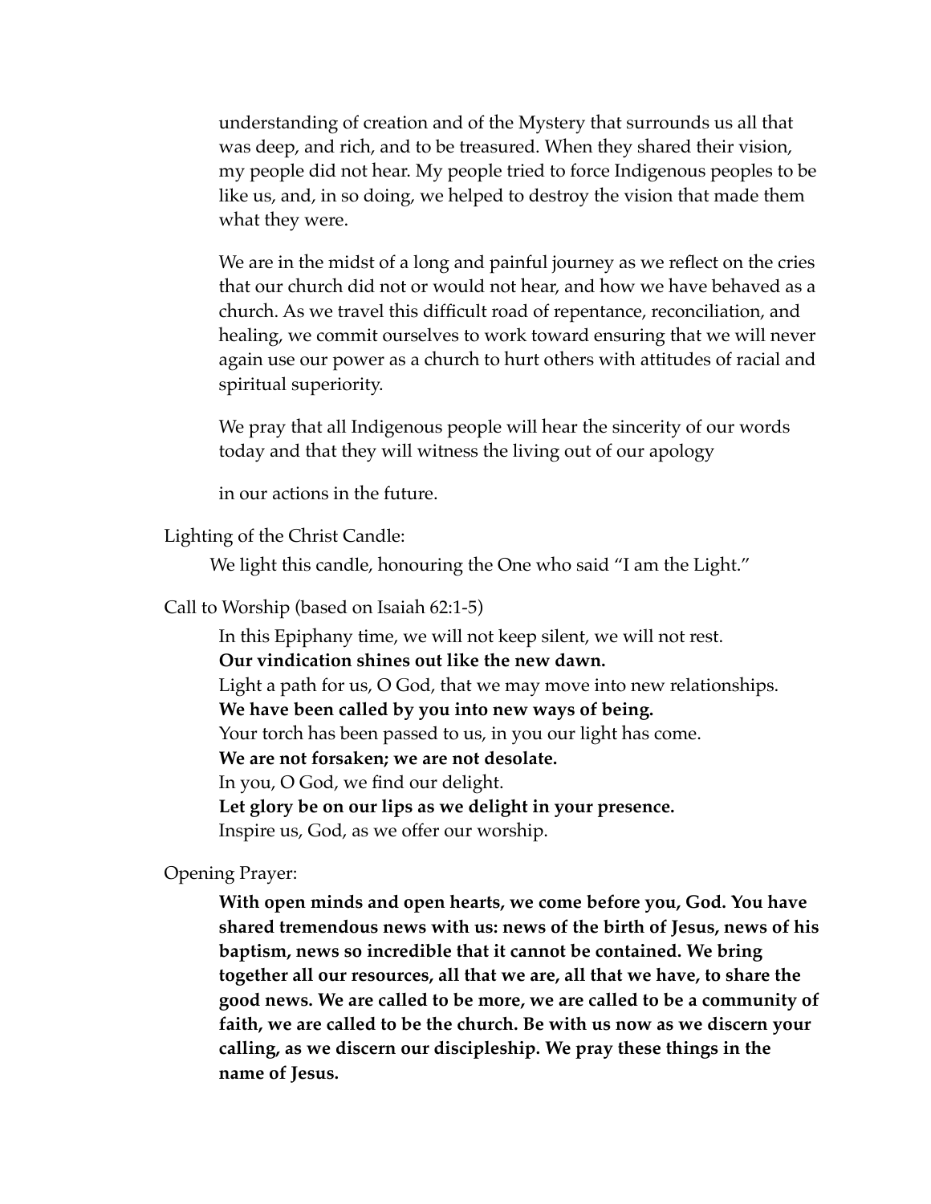understanding of creation and of the Mystery that surrounds us all that was deep, and rich, and to be treasured. When they shared their vision, my people did not hear. My people tried to force Indigenous peoples to be like us, and, in so doing, we helped to destroy the vision that made them what they were.

We are in the midst of a long and painful journey as we reflect on the cries that our church did not or would not hear, and how we have behaved as a church. As we travel this difficult road of repentance, reconciliation, and healing, we commit ourselves to work toward ensuring that we will never again use our power as a church to hurt others with attitudes of racial and spiritual superiority.

We pray that all Indigenous people will hear the sincerity of our words today and that they will witness the living out of our apology

in our actions in the future.

Lighting of the Christ Candle:

We light this candle, honouring the One who said "I am the Light."

Call to Worship (based on Isaiah 62:1-5)

In this Epiphany time, we will not keep silent, we will not rest.
**Our vindication shines out like the new dawn.**
Light a path for us, O God, that we may move into new relationships.
**We have been called by you into new ways of being.**
Your torch has been passed to us, in you our light has come.
**We are not forsaken; we are not desolate.**
In you, O God, we find our delight.
**Let glory be on our lips as we delight in your presence.**
Inspire us, God, as we offer our worship.

Opening Prayer:

**With open minds and open hearts, we come before you, God. You have shared tremendous news with us: news of the birth of Jesus, news of his baptism, news so incredible that it cannot be contained. We bring together all our resources, all that we are, all that we have, to share the good news. We are called to be more, we are called to be a community of faith, we are called to be the church. Be with us now as we discern your calling, as we discern our discipleship. We pray these things in the name of Jesus.**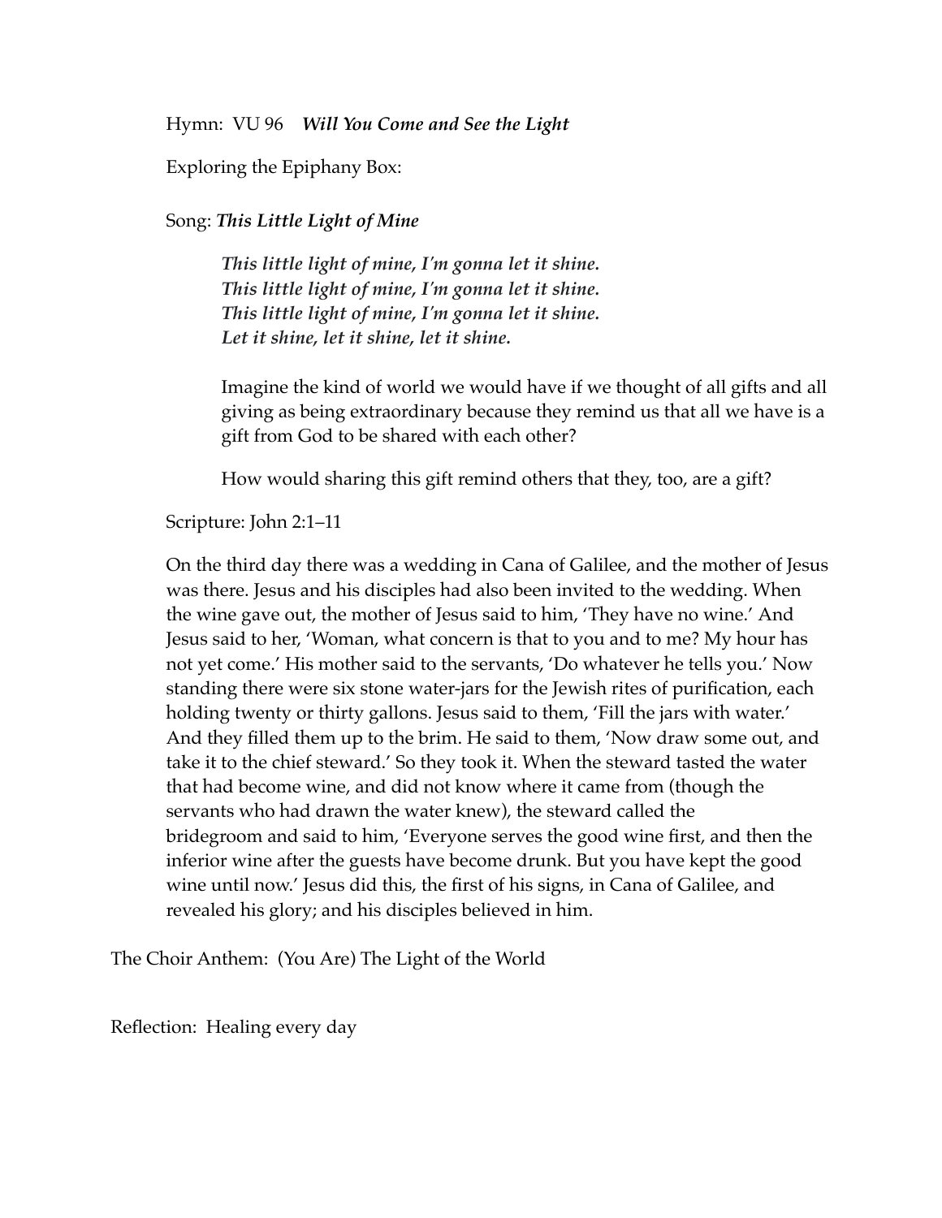Hymn: VU 96 ***Will You Come and See the Light***

Exploring the Epiphany Box:

Song: ***This Little Light of Mine***

> ***This little light of mine, I'm gonna let it shine.***
> ***This little light of mine, I'm gonna let it shine.***
> ***This little light of mine, I'm gonna let it shine.***
> ***Let it shine, let it shine, let it shine.***
>
> Imagine the kind of world we would have if we thought of all gifts and all giving as being extraordinary because they remind us that all we have is a gift from God to be shared with each other?
>
> How would sharing this gift remind others that they, too, are a gift?

Scripture: John 2:1–11

On the third day there was a wedding in Cana of Galilee, and the mother of Jesus was there. Jesus and his disciples had also been invited to the wedding. When the wine gave out, the mother of Jesus said to him, 'They have no wine.' And Jesus said to her, 'Woman, what concern is that to you and to me? My hour has not yet come.' His mother said to the servants, 'Do whatever he tells you.' Now standing there were six stone water-jars for the Jewish rites of purification, each holding twenty or thirty gallons. Jesus said to them, 'Fill the jars with water.' And they filled them up to the brim. He said to them, 'Now draw some out, and take it to the chief steward.' So they took it. When the steward tasted the water that had become wine, and did not know where it came from (though the servants who had drawn the water knew), the steward called the bridegroom and said to him, 'Everyone serves the good wine first, and then the inferior wine after the guests have become drunk. But you have kept the good wine until now.' Jesus did this, the first of his signs, in Cana of Galilee, and revealed his glory; and his disciples believed in him.

The Choir Anthem: (You Are) The Light of the World

Reflection: Healing every day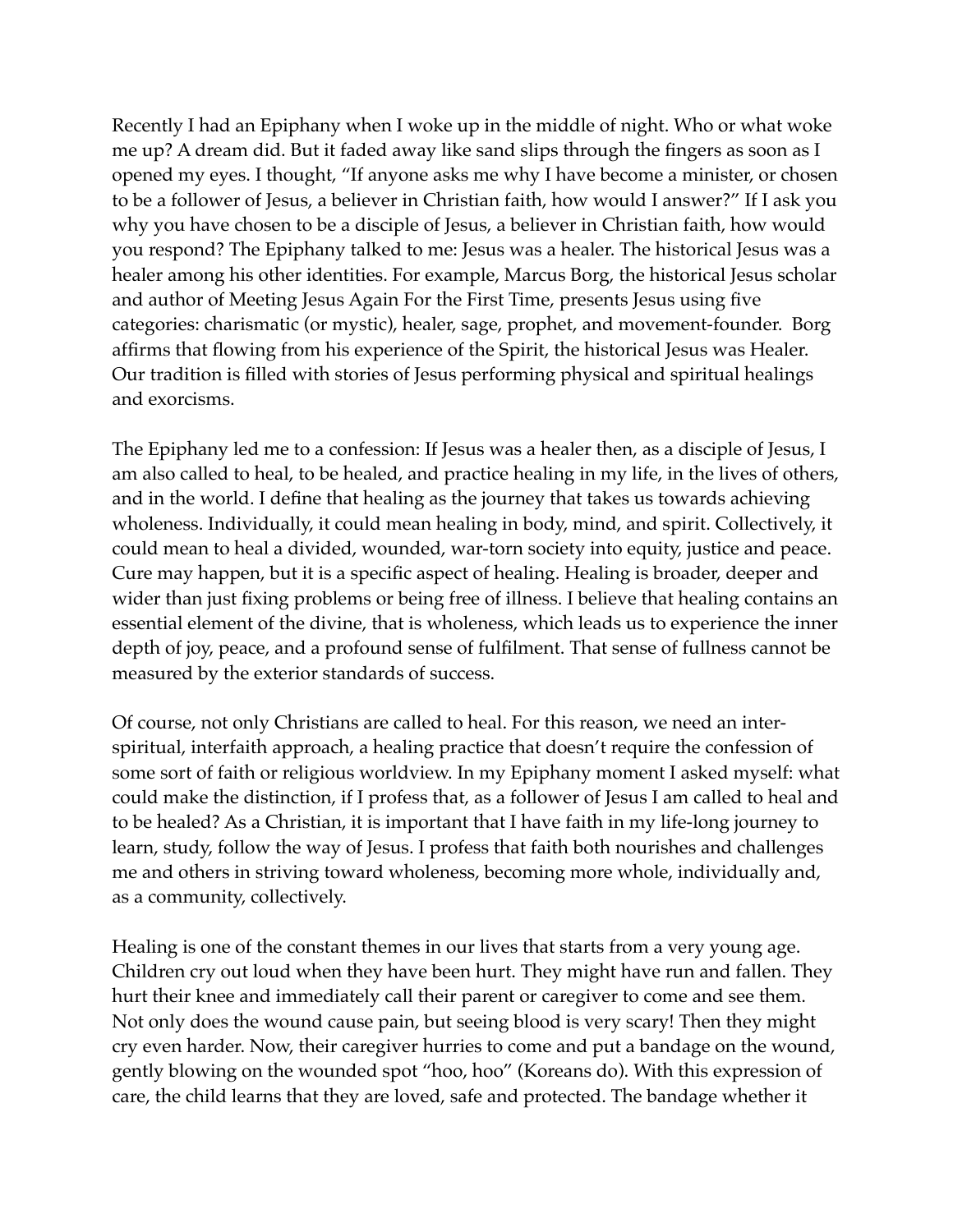Recently I had an Epiphany when I woke up in the middle of night. Who or what woke me up? A dream did. But it faded away like sand slips through the fingers as soon as I opened my eyes. I thought, "If anyone asks me why I have become a minister, or chosen to be a follower of Jesus, a believer in Christian faith, how would I answer?" If I ask you why you have chosen to be a disciple of Jesus, a believer in Christian faith, how would you respond? The Epiphany talked to me: Jesus was a healer. The historical Jesus was a healer among his other identities. For example, Marcus Borg, the historical Jesus scholar and author of Meeting Jesus Again For the First Time, presents Jesus using five categories: charismatic (or mystic), healer, sage, prophet, and movement-founder. Borg affirms that flowing from his experience of the Spirit, the historical Jesus was Healer. Our tradition is filled with stories of Jesus performing physical and spiritual healings and exorcisms.

The Epiphany led me to a confession: If Jesus was a healer then, as a disciple of Jesus, I am also called to heal, to be healed, and practice healing in my life, in the lives of others, and in the world. I define that healing as the journey that takes us towards achieving wholeness. Individually, it could mean healing in body, mind, and spirit. Collectively, it could mean to heal a divided, wounded, war-torn society into equity, justice and peace. Cure may happen, but it is a specific aspect of healing. Healing is broader, deeper and wider than just fixing problems or being free of illness. I believe that healing contains an essential element of the divine, that is wholeness, which leads us to experience the inner depth of joy, peace, and a profound sense of fulfilment. That sense of fullness cannot be measured by the exterior standards of success.

Of course, not only Christians are called to heal. For this reason, we need an inter-spiritual, interfaith approach, a healing practice that doesn't require the confession of some sort of faith or religious worldview. In my Epiphany moment I asked myself: what could make the distinction, if I profess that, as a follower of Jesus I am called to heal and to be healed? As a Christian, it is important that I have faith in my life-long journey to learn, study, follow the way of Jesus. I profess that faith both nourishes and challenges me and others in striving toward wholeness, becoming more whole, individually and, as a community, collectively.

Healing is one of the constant themes in our lives that starts from a very young age. Children cry out loud when they have been hurt. They might have run and fallen. They hurt their knee and immediately call their parent or caregiver to come and see them. Not only does the wound cause pain, but seeing blood is very scary! Then they might cry even harder. Now, their caregiver hurries to come and put a bandage on the wound, gently blowing on the wounded spot "hoo, hoo" (Koreans do). With this expression of care, the child learns that they are loved, safe and protected. The bandage whether it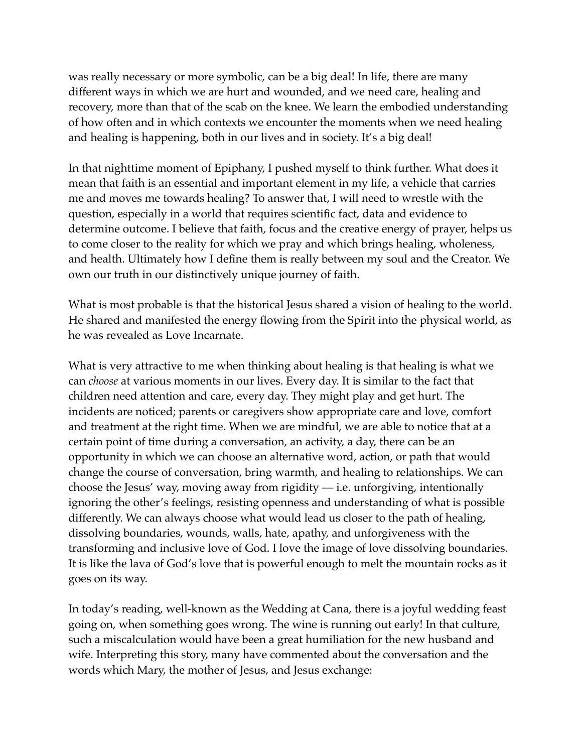was really necessary or more symbolic, can be a big deal! In life, there are many different ways in which we are hurt and wounded, and we need care, healing and recovery, more than that of the scab on the knee. We learn the embodied understanding of how often and in which contexts we encounter the moments when we need healing and healing is happening, both in our lives and in society. It's a big deal!

In that nighttime moment of Epiphany, I pushed myself to think further. What does it mean that faith is an essential and important element in my life, a vehicle that carries me and moves me towards healing? To answer that, I will need to wrestle with the question, especially in a world that requires scientific fact, data and evidence to determine outcome. I believe that faith, focus and the creative energy of prayer, helps us to come closer to the reality for which we pray and which brings healing, wholeness, and health. Ultimately how I define them is really between my soul and the Creator. We own our truth in our distinctively unique journey of faith.

What is most probable is that the historical Jesus shared a vision of healing to the world. He shared and manifested the energy flowing from the Spirit into the physical world, as he was revealed as Love Incarnate.

What is very attractive to me when thinking about healing is that healing is what we can *choose* at various moments in our lives. Every day. It is similar to the fact that children need attention and care, every day. They might play and get hurt. The incidents are noticed; parents or caregivers show appropriate care and love, comfort and treatment at the right time. When we are mindful, we are able to notice that at a certain point of time during a conversation, an activity, a day, there can be an opportunity in which we can choose an alternative word, action, or path that would change the course of conversation, bring warmth, and healing to relationships. We can choose the Jesus' way, moving away from rigidity — i.e. unforgiving, intentionally ignoring the other's feelings, resisting openness and understanding of what is possible differently. We can always choose what would lead us closer to the path of healing, dissolving boundaries, wounds, walls, hate, apathy, and unforgiveness with the transforming and inclusive love of God. I love the image of love dissolving boundaries. It is like the lava of God's love that is powerful enough to melt the mountain rocks as it goes on its way.

In today's reading, well-known as the Wedding at Cana, there is a joyful wedding feast going on, when something goes wrong. The wine is running out early! In that culture, such a miscalculation would have been a great humiliation for the new husband and wife. Interpreting this story, many have commented about the conversation and the words which Mary, the mother of Jesus, and Jesus exchange: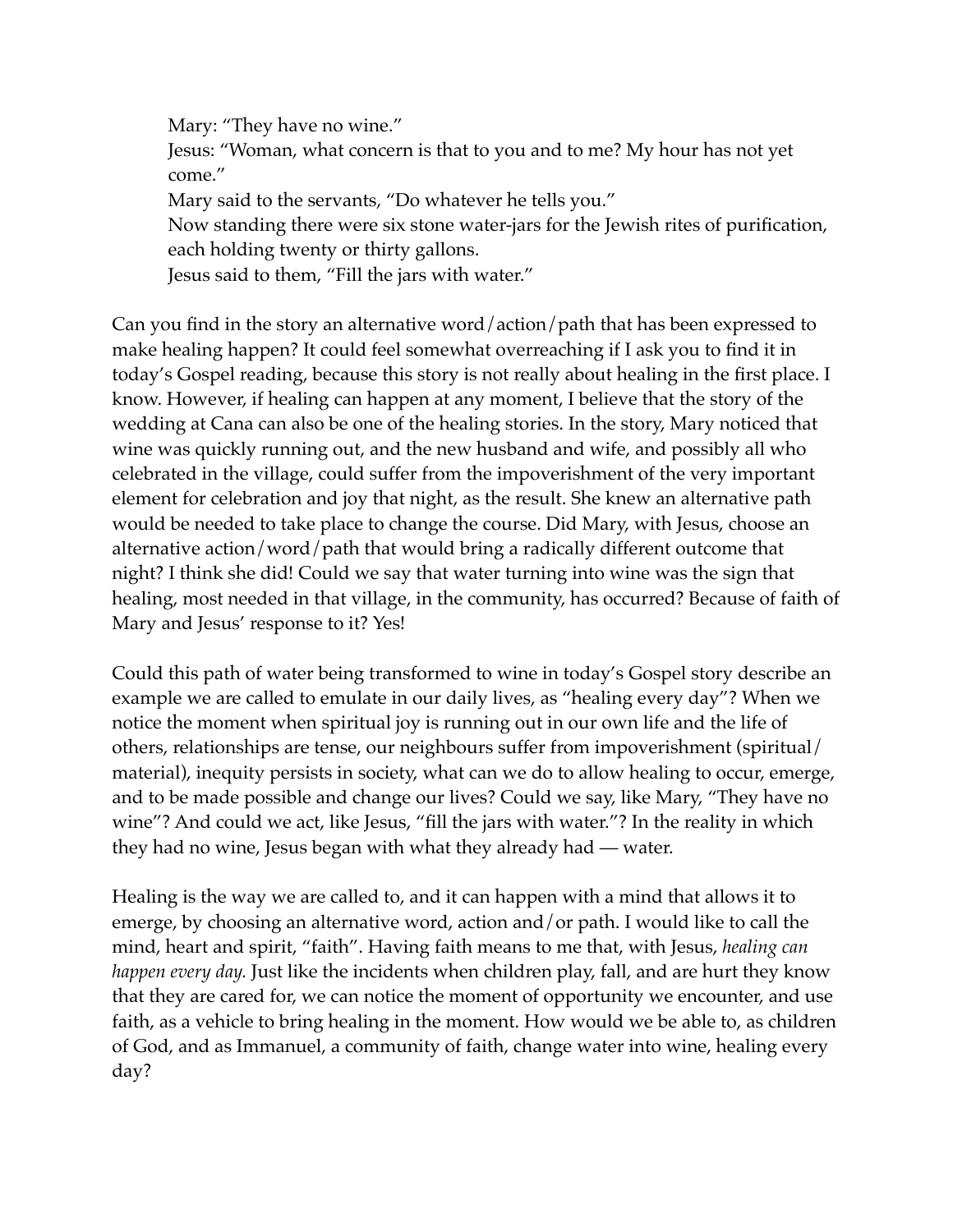> Mary: "They have no wine."
> Jesus: "Woman, what concern is that to you and to me? My hour has not yet come."
> Mary said to the servants, "Do whatever he tells you."
> Now standing there were six stone water-jars for the Jewish rites of purification, each holding twenty or thirty gallons.
> Jesus said to them, "Fill the jars with water."

Can you find in the story an alternative word/action/path that has been expressed to make healing happen? It could feel somewhat overreaching if I ask you to find it in today's Gospel reading, because this story is not really about healing in the first place. I know. However, if healing can happen at any moment, I believe that the story of the wedding at Cana can also be one of the healing stories. In the story, Mary noticed that wine was quickly running out, and the new husband and wife, and possibly all who celebrated in the village, could suffer from the impoverishment of the very important element for celebration and joy that night, as the result. She knew an alternative path would be needed to take place to change the course. Did Mary, with Jesus, choose an alternative action/word/path that would bring a radically different outcome that night? I think she did! Could we say that water turning into wine was the sign that healing, most needed in that village, in the community, has occurred? Because of faith of Mary and Jesus' response to it? Yes!

Could this path of water being transformed to wine in today's Gospel story describe an example we are called to emulate in our daily lives, as "healing every day"? When we notice the moment when spiritual joy is running out in our own life and the life of others, relationships are tense, our neighbours suffer from impoverishment (spiritual/material), inequity persists in society, what can we do to allow healing to occur, emerge, and to be made possible and change our lives? Could we say, like Mary, "They have no wine"? And could we act, like Jesus, "fill the jars with water."? In the reality in which they had no wine, Jesus began with what they already had — water.

Healing is the way we are called to, and it can happen with a mind that allows it to emerge, by choosing an alternative word, action and/or path. I would like to call the mind, heart and spirit, "faith". Having faith means to me that, with Jesus, *healing can happen every day.* Just like the incidents when children play, fall, and are hurt they know that they are cared for, we can notice the moment of opportunity we encounter, and use faith, as a vehicle to bring healing in the moment. How would we be able to, as children of God, and as Immanuel, a community of faith, change water into wine, healing every day?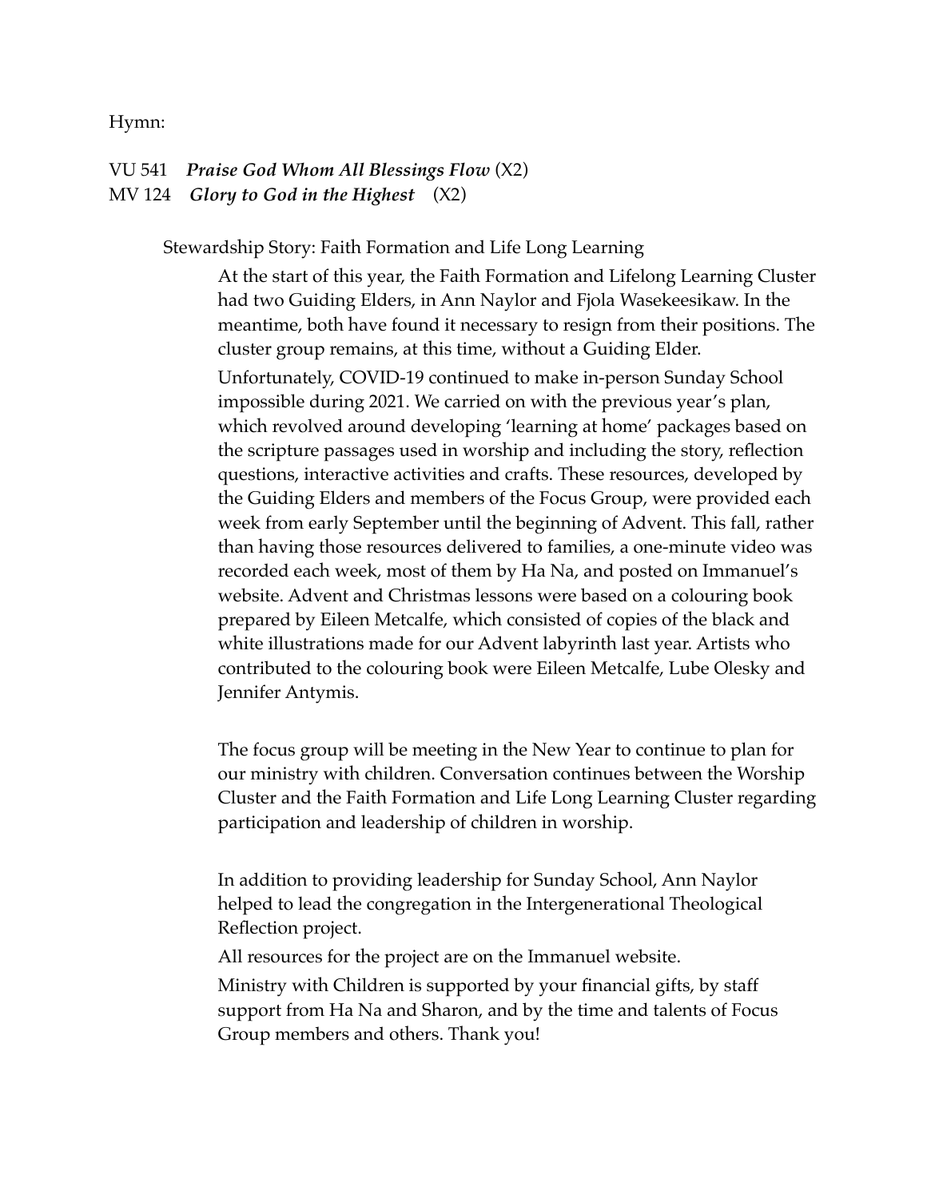Hymn:

VU 541 ***Praise God Whom All Blessings Flow*** (X2)
MV 124 ***Glory to God in the Highest*** (X2)

Stewardship Story: Faith Formation and Life Long Learning

At the start of this year, the Faith Formation and Lifelong Learning Cluster had two Guiding Elders, in Ann Naylor and Fjola Wasekeesikaw. In the meantime, both have found it necessary to resign from their positions. The cluster group remains, at this time, without a Guiding Elder.

Unfortunately, COVID-19 continued to make in-person Sunday School impossible during 2021. We carried on with the previous year's plan, which revolved around developing 'learning at home' packages based on the scripture passages used in worship and including the story, reflection questions, interactive activities and crafts. These resources, developed by the Guiding Elders and members of the Focus Group, were provided each week from early September until the beginning of Advent. This fall, rather than having those resources delivered to families, a one-minute video was recorded each week, most of them by Ha Na, and posted on Immanuel's website. Advent and Christmas lessons were based on a colouring book prepared by Eileen Metcalfe, which consisted of copies of the black and white illustrations made for our Advent labyrinth last year. Artists who contributed to the colouring book were Eileen Metcalfe, Lube Olesky and Jennifer Antymis.

The focus group will be meeting in the New Year to continue to plan for our ministry with children. Conversation continues between the Worship Cluster and the Faith Formation and Life Long Learning Cluster regarding participation and leadership of children in worship.

In addition to providing leadership for Sunday School, Ann Naylor helped to lead the congregation in the Intergenerational Theological Reflection project.

All resources for the project are on the Immanuel website.

Ministry with Children is supported by your financial gifts, by staff support from Ha Na and Sharon, and by the time and talents of Focus Group members and others. Thank you!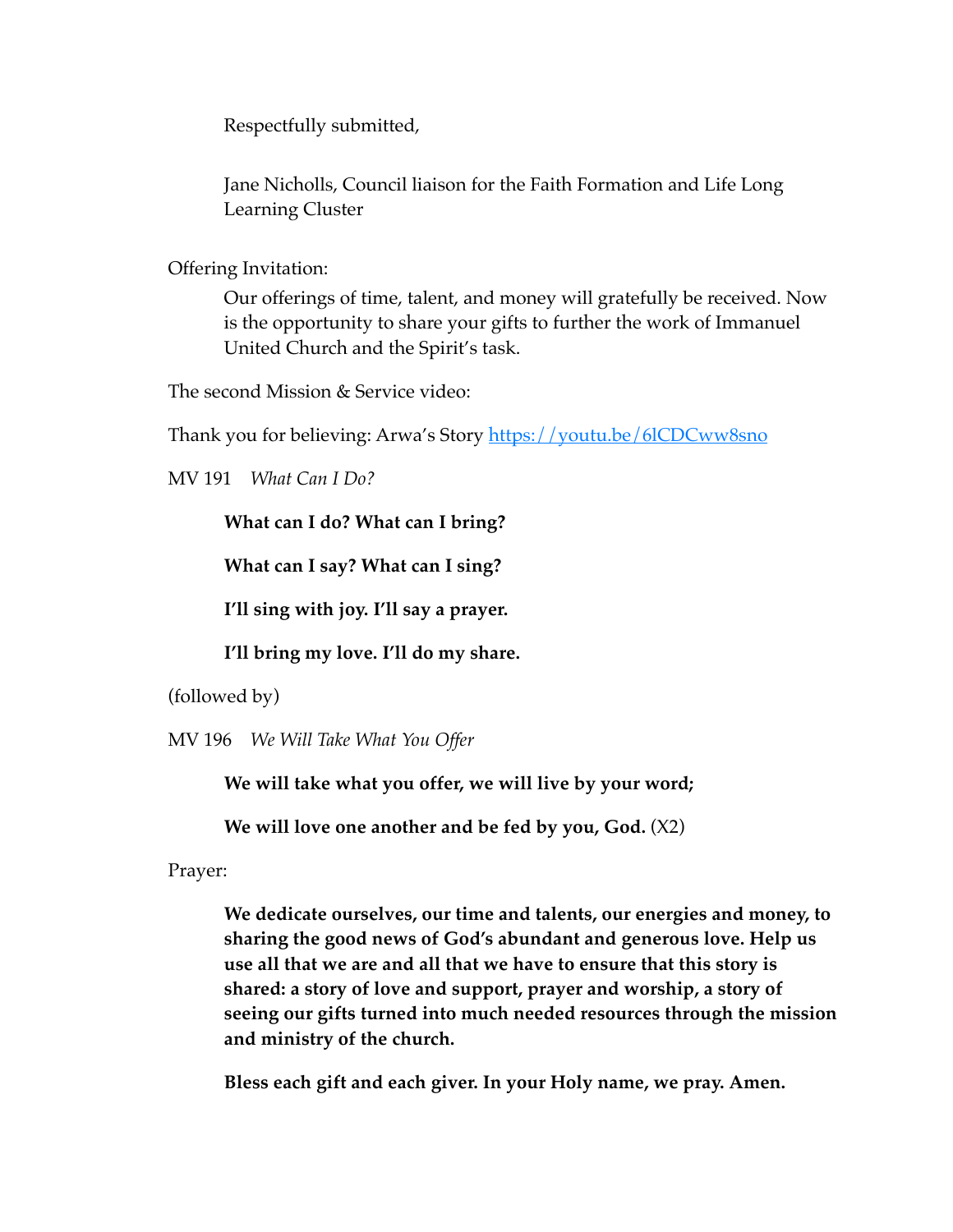Respectfully submitted,

Jane Nicholls, Council liaison for the Faith Formation and Life Long Learning Cluster

Offering Invitation:

Our offerings of time, talent, and money will gratefully be received. Now is the opportunity to share your gifts to further the work of Immanuel United Church and the Spirit's task.

The second Mission & Service video:

Thank you for believing: Arwa's Story https://youtu.be/6lCDCww8sno

MV 191 *What Can I Do?*

**What can I do? What can I bring?**

**What can I say? What can I sing?**

**I'll sing with joy. I'll say a prayer.**

**I'll bring my love. I'll do my share.**

(followed by)

MV 196 *We Will Take What You Offer*

**We will take what you offer, we will live by your word;**

**We will love one another and be fed by you, God.** (X2)

Prayer:

**We dedicate ourselves, our time and talents, our energies and money, to sharing the good news of God's abundant and generous love. Help us use all that we are and all that we have to ensure that this story is shared: a story of love and support, prayer and worship, a story of seeing our gifts turned into much needed resources through the mission and ministry of the church.**

**Bless each gift and each giver. In your Holy name, we pray. Amen.**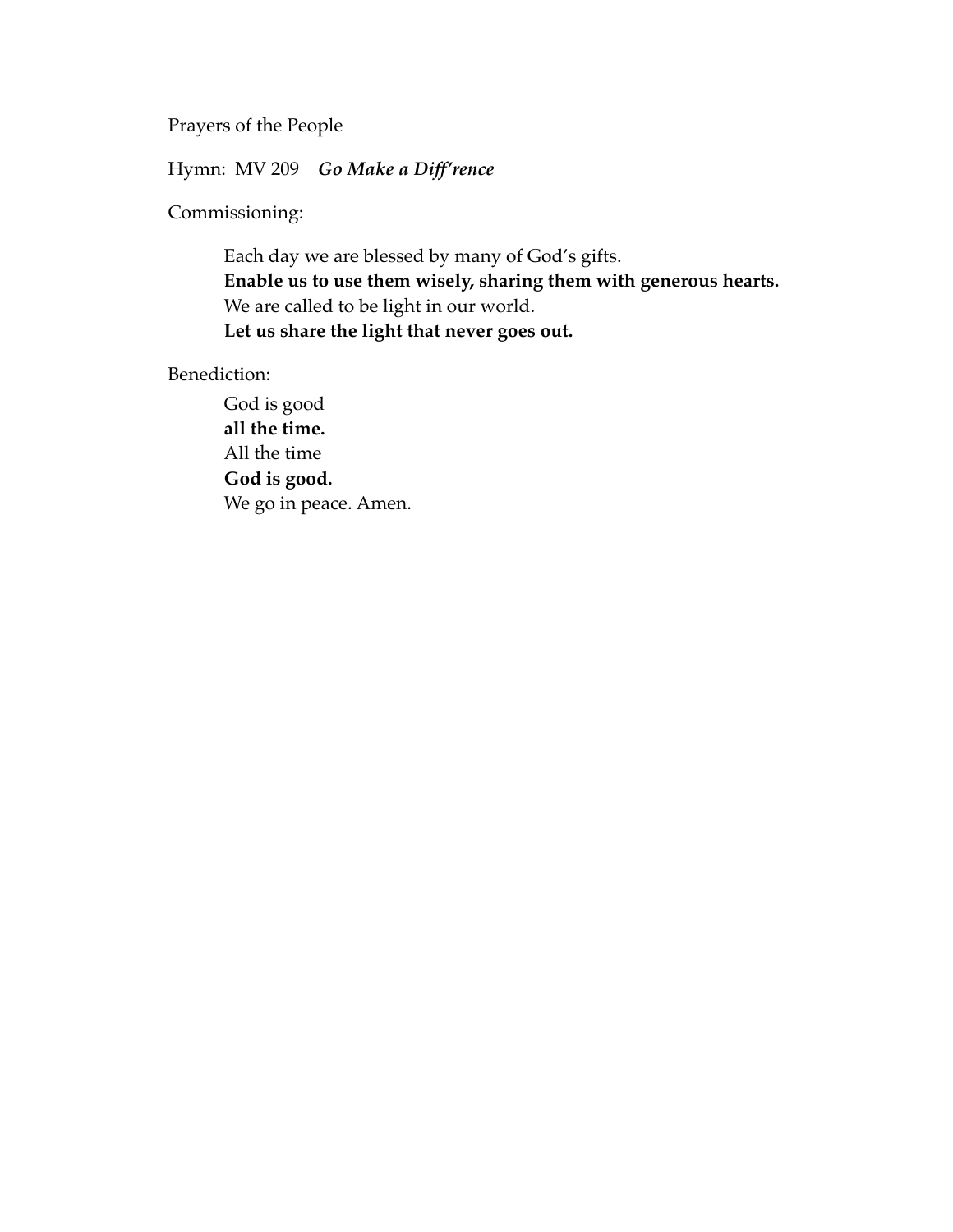Prayers of the People

Hymn: MV 209 ***Go Make a Diff'rence***

Commissioning:

> Each day we are blessed by many of God's gifts.
> **Enable us to use them wisely, sharing them with generous hearts.**
> We are called to be light in our world.
> **Let us share the light that never goes out.**

Benediction:

> God is good
> **all the time.**
> All the time
> **God is good.**
> We go in peace. Amen.